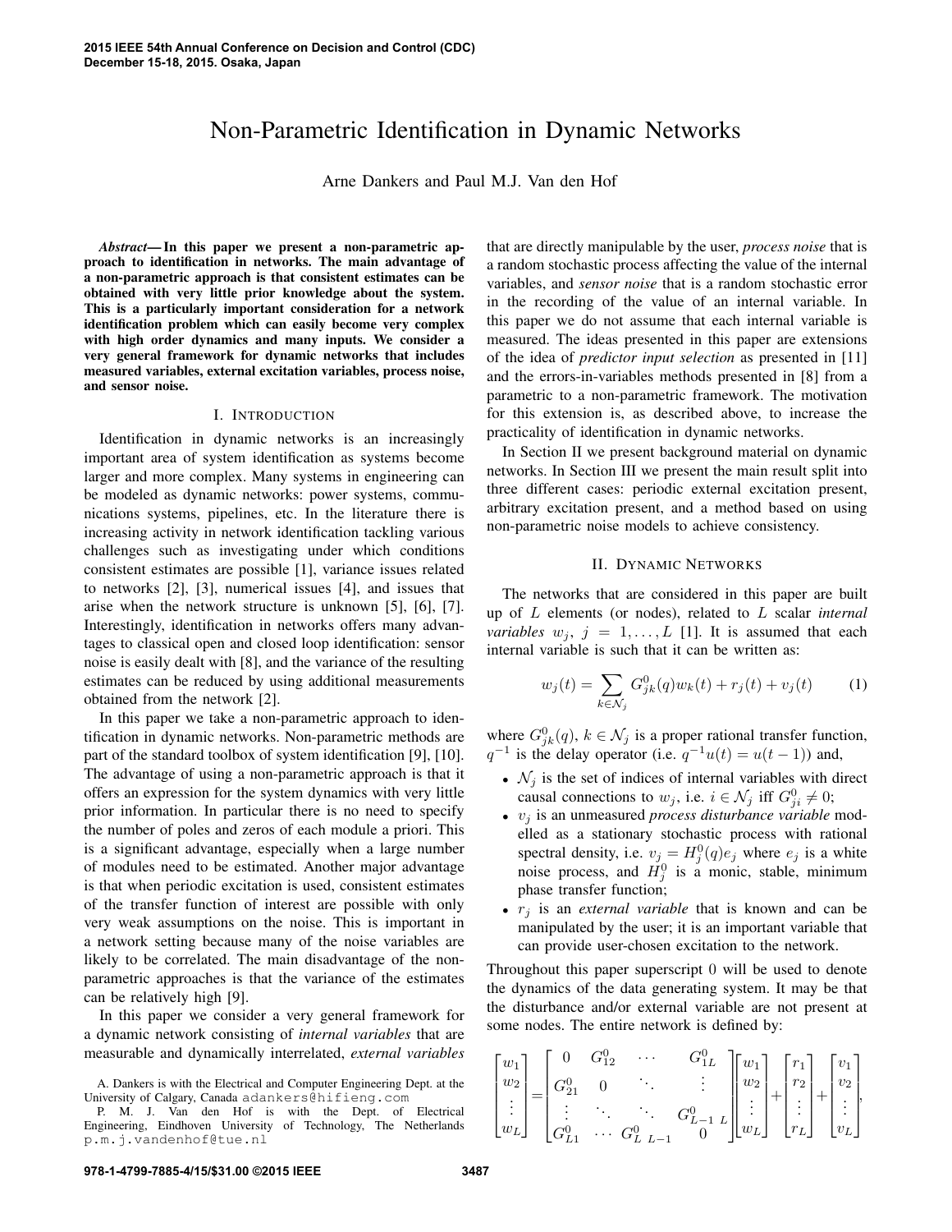# Non-Parametric Identification in Dynamic Networks

Arne Dankers and Paul M.J. Van den Hof

***Abstract*— In this paper we present a non-parametric approach to identification in networks. The main advantage of a non-parametric approach is that consistent estimates can be obtained with very little prior knowledge about the system. This is a particularly important consideration for a network identification problem which can easily become very complex with high order dynamics and many inputs. We consider a very general framework for dynamic networks that includes measured variables, external excitation variables, process noise, and sensor noise.**

## I. Introduction

Identification in dynamic networks is an increasingly important area of system identification as systems become larger and more complex. Many systems in engineering can be modeled as dynamic networks: power systems, communications systems, pipelines, etc. In the literature there is increasing activity in network identification tackling various challenges such as investigating under which conditions consistent estimates are possible [1], variance issues related to networks [2], [3], numerical issues [4], and issues that arise when the network structure is unknown [5], [6], [7]. Interestingly, identification in networks offers many advantages to classical open and closed loop identification: sensor noise is easily dealt with [8], and the variance of the resulting estimates can be reduced by using additional measurements obtained from the network [2].

In this paper we take a non-parametric approach to identification in dynamic networks. Non-parametric methods are part of the standard toolbox of system identification [9], [10]. The advantage of using a non-parametric approach is that it offers an expression for the system dynamics with very little prior information. In particular there is no need to specify the number of poles and zeros of each module a priori. This is a significant advantage, especially when a large number of modules need to be estimated. Another major advantage is that when periodic excitation is used, consistent estimates of the transfer function of interest are possible with only very weak assumptions on the noise. This is important in a network setting because many of the noise variables are likely to be correlated. The main disadvantage of the non-parametric approaches is that the variance of the estimates can be relatively high [9].

In this paper we consider a very general framework for a dynamic network consisting of *internal variables* that are measurable and dynamically interrelated, *external variables* that are directly manipulable by the user, *process noise* that is a random stochastic process affecting the value of the internal variables, and *sensor noise* that is a random stochastic error in the recording of the value of an internal variable. In this paper we do not assume that each internal variable is measured. The ideas presented in this paper are extensions of the idea of *predictor input selection* as presented in [11] and the errors-in-variables methods presented in [8] from a parametric to a non-parametric framework. The motivation for this extension is, as described above, to increase the practicality of identification in dynamic networks.

In Section II we present background material on dynamic networks. In Section III we present the main result split into three different cases: periodic external excitation present, arbitrary excitation present, and a method based on using non-parametric noise models to achieve consistency.

## II. Dynamic Networks

The networks that are considered in this paper are built up of $L$ elements (or nodes), related to $L$ scalar *internal variables* $w_j$, $j = 1, \dots, L$ [1]. It is assumed that each internal variable is such that it can be written as:

$$w_j(t) = \sum_{k \in \mathcal{N}_j} G^0_{jk}(q) w_k(t) + r_j(t) + v_j(t) \tag{1}$$

where $G^0_{jk}(q)$, $k \in \mathcal{N}_j$ is a proper rational transfer function, $q^{-1}$ is the delay operator (i.e. $q^{-1}u(t) = u(t-1)$) and,

- $\mathcal{N}_j$ is the set of indices of internal variables with direct causal connections to $w_j$, i.e. $i \in \mathcal{N}_j$ iff $G^0_{ji} \neq 0$;
- $v_j$ is an unmeasured *process disturbance variable* modelled as a stationary stochastic process with rational spectral density, i.e. $v_j = H^0_j(q)e_j$ where $e_j$ is a white noise process, and $H^0_j$ is a monic, stable, minimum phase transfer function;
- $r_j$ is an *external variable* that is known and can be manipulated by the user; it is an important variable that can provide user-chosen excitation to the network.

Throughout this paper superscript 0 will be used to denote the dynamics of the data generating system. It may be that the disturbance and/or external variable are not present at some nodes. The entire network is defined by:

$$\begin{bmatrix} w_1 \\ w_2 \\ \vdots \\ w_L \end{bmatrix} = \begin{bmatrix} 0 & G^0_{12} & \cdots & G^0_{1L} \\ G^0_{21} & 0 & \ddots & \vdots \\ \vdots & \ddots & \ddots & G^0_{L-1\ L} \\ G^0_{L1} & \cdots & G^0_{L\ L-1} & 0 \end{bmatrix} \begin{bmatrix} w_1 \\ w_2 \\ \vdots \\ w_L \end{bmatrix} + \begin{bmatrix} r_1 \\ r_2 \\ \vdots \\ r_L \end{bmatrix} + \begin{bmatrix} v_1 \\ v_2 \\ \vdots \\ v_L \end{bmatrix},$$

A. Dankers is with the Electrical and Computer Engineering Dept. at the University of Calgary, Canada adankers@hifieng.com

P. M. J. Van den Hof is with the Dept. of Electrical Engineering, Eindhoven University of Technology, The Netherlands p.m.j.vandenhof@tue.nl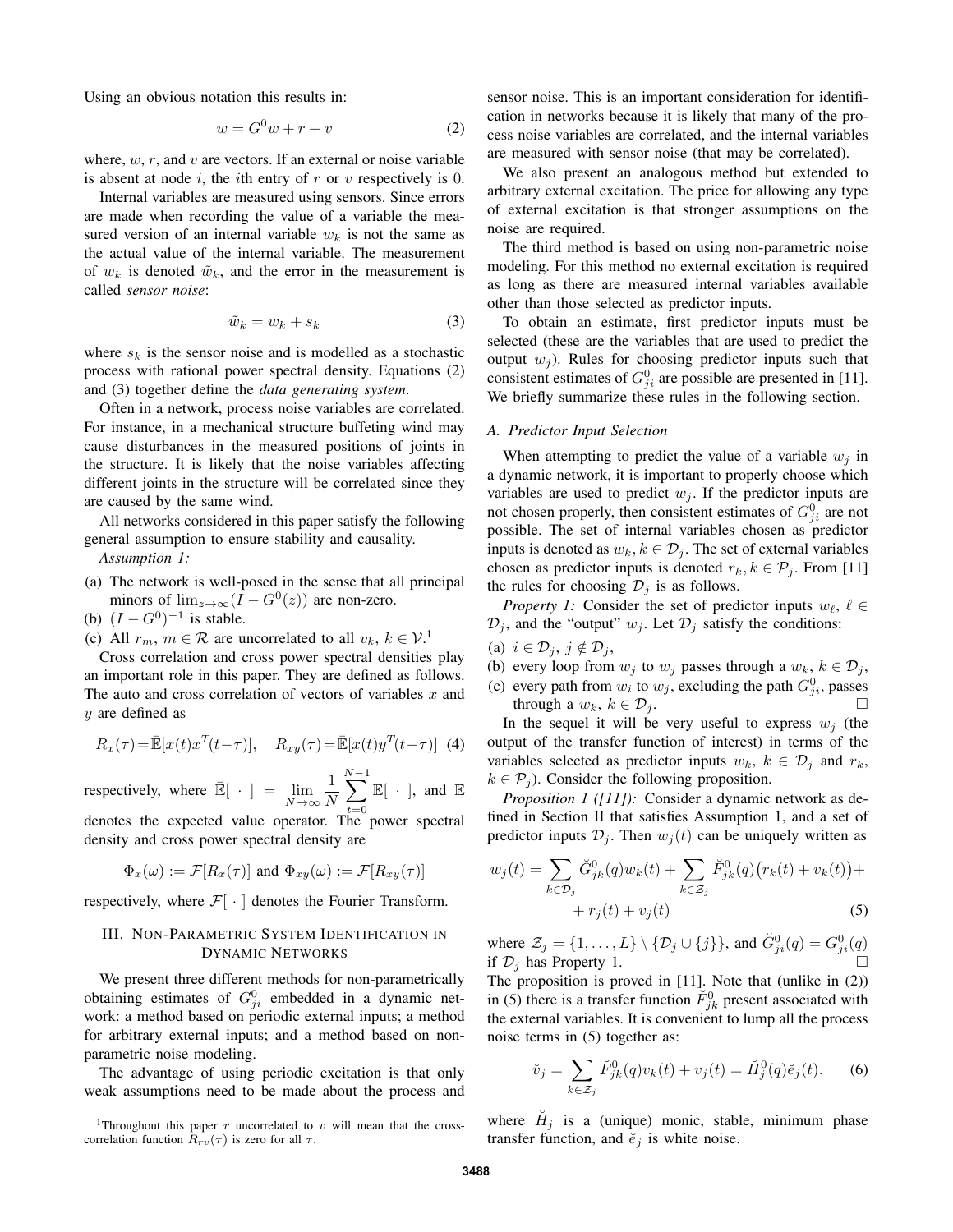Using an obvious notation this results in:

$$w = G^0 w + r + v \tag{2}$$

where, $w$, $r$, and $v$ are vectors. If an external or noise variable is absent at node $i$, the $i$th entry of $r$ or $v$ respectively is 0.

Internal variables are measured using sensors. Since errors are made when recording the value of a variable the measured version of an internal variable $w_k$ is not the same as the actual value of the internal variable. The measurement of $w_k$ is denoted $\tilde{w}_k$, and the error in the measurement is called *sensor noise*:

$$\tilde{w}_k = w_k + s_k \tag{3}$$

where $s_k$ is the sensor noise and is modelled as a stochastic process with rational power spectral density. Equations (2) and (3) together define the *data generating system*.

Often in a network, process noise variables are correlated. For instance, in a mechanical structure buffeting wind may cause disturbances in the measured positions of joints in the structure. It is likely that the noise variables affecting different joints in the structure will be correlated since they are caused by the same wind.

All networks considered in this paper satisfy the following general assumption to ensure stability and causality.

*Assumption 1:*

(a) The network is well-posed in the sense that all principal minors of $\lim_{z\to\infty}(I - G^0(z))$ are non-zero.
(b) $(I - G^0)^{-1}$ is stable.
(c) All $r_m$, $m \in \mathcal{R}$ are uncorrelated to all $v_k$, $k \in \mathcal{V}$.[1]

Cross correlation and cross power spectral densities play an important role in this paper. They are defined as follows. The auto and cross correlation of vectors of variables $x$ and $y$ are defined as

$$R_x(\tau) = \bar{\mathbb{E}}[x(t)x^T(t-\tau)], \quad R_{xy}(\tau) = \bar{\mathbb{E}}[x(t)y^T(t-\tau)] \tag{4}$$

respectively, where $\bar{\mathbb{E}}[\ \cdot\ ] = \lim_{N\to\infty} \frac{1}{N}\sum_{t=0}^{N-1} \mathbb{E}[\ \cdot\ ]$, and $\mathbb{E}$ denotes the expected value operator. The power spectral density and cross power spectral density are

$$\Phi_x(\omega) := \mathcal{F}[R_x(\tau)] \text{ and } \Phi_{xy}(\omega) := \mathcal{F}[R_{xy}(\tau)]$$

respectively, where $\mathcal{F}[\ \cdot\ ]$ denotes the Fourier Transform.

## III. Non-Parametric System Identification in Dynamic Networks

We present three different methods for non-parametrically obtaining estimates of $G^0_{ji}$ embedded in a dynamic network: a method based on periodic external inputs; a method for arbitrary external inputs; and a method based on non-parametric noise modeling.

The advantage of using periodic excitation is that only weak assumptions need to be made about the process and sensor noise. This is an important consideration for identification in networks because it is likely that many of the process noise variables are correlated, and the internal variables are measured with sensor noise (that may be correlated).

We also present an analogous method but extended to arbitrary external excitation. The price for allowing any type of external excitation is that stronger assumptions on the noise are required.

The third method is based on using non-parametric noise modeling. For this method no external excitation is required as long as there are measured internal variables available other than those selected as predictor inputs.

To obtain an estimate, first predictor inputs must be selected (these are the variables that are used to predict the output $w_j$). Rules for choosing predictor inputs such that consistent estimates of $G^0_{ji}$ are possible are presented in [11]. We briefly summarize these rules in the following section.

### A. Predictor Input Selection

When attempting to predict the value of a variable $w_j$ in a dynamic network, it is important to properly choose which variables are used to predict $w_j$. If the predictor inputs are not chosen properly, then consistent estimates of $G^0_{ji}$ are not possible. The set of internal variables chosen as predictor inputs is denoted as $w_k, k \in \mathcal{D}_j$. The set of external variables chosen as predictor inputs is denoted $r_k, k \in \mathcal{P}_j$. From [11] the rules for choosing $\mathcal{D}_j$ is as follows.

*Property 1:* Consider the set of predictor inputs $w_\ell$, $\ell \in \mathcal{D}_j$, and the "output" $w_j$. Let $\mathcal{D}_j$ satisfy the conditions:

(a) $i \in \mathcal{D}_j$, $j \notin \mathcal{D}_j$,
(b) every loop from $w_j$ to $w_j$ passes through a $w_k$, $k \in \mathcal{D}_j$,
(c) every path from $w_i$ to $w_j$, excluding the path $G^0_{ji}$, passes through a $w_k$, $k \in \mathcal{D}_j$. □

In the sequel it will be very useful to express $w_j$ (the output of the transfer function of interest) in terms of the variables selected as predictor inputs $w_k$, $k \in \mathcal{D}_j$ and $r_k$, $k \in \mathcal{P}_j$). Consider the following proposition.

*Proposition 1 ([11]):* Consider a dynamic network as defined in Section II that satisfies Assumption 1, and a set of predictor inputs $\mathcal{D}_j$. Then $w_j(t)$ can be uniquely written as

$$w_j(t) = \sum_{k\in\mathcal{D}_j} \breve{G}^0_{jk}(q)w_k(t) + \sum_{k\in\mathcal{Z}_j} \breve{F}^0_{jk}(q)\big(r_k(t) + v_k(t)\big) + r_j(t) + v_j(t) \tag{5}$$

where $\mathcal{Z}_j = \{1,\ldots,L\} \setminus \{\mathcal{D}_j \cup \{j\}\}$, and $\breve{G}^0_{ji}(q) = G^0_{ji}(q)$ if $\mathcal{D}_j$ has Property 1. □

The proposition is proved in [11]. Note that (unlike in (2)) in (5) there is a transfer function $\breve{F}^0_{jk}$ present associated with the external variables. It is convenient to lump all the process noise terms in (5) together as:

$$\breve{v}_j = \sum_{k\in\mathcal{Z}_j} \breve{F}^0_{jk}(q)v_k(t) + v_j(t) = \breve{H}^0_j(q)\breve{e}_j(t). \tag{6}$$

where $\breve{H}_j$ is a (unique) monic, stable, minimum phase transfer function, and $\breve{e}_j$ is white noise.

[1] Throughout this paper $r$ uncorrelated to $v$ will mean that the cross-correlation function $R_{rv}(\tau)$ is zero for all $\tau$.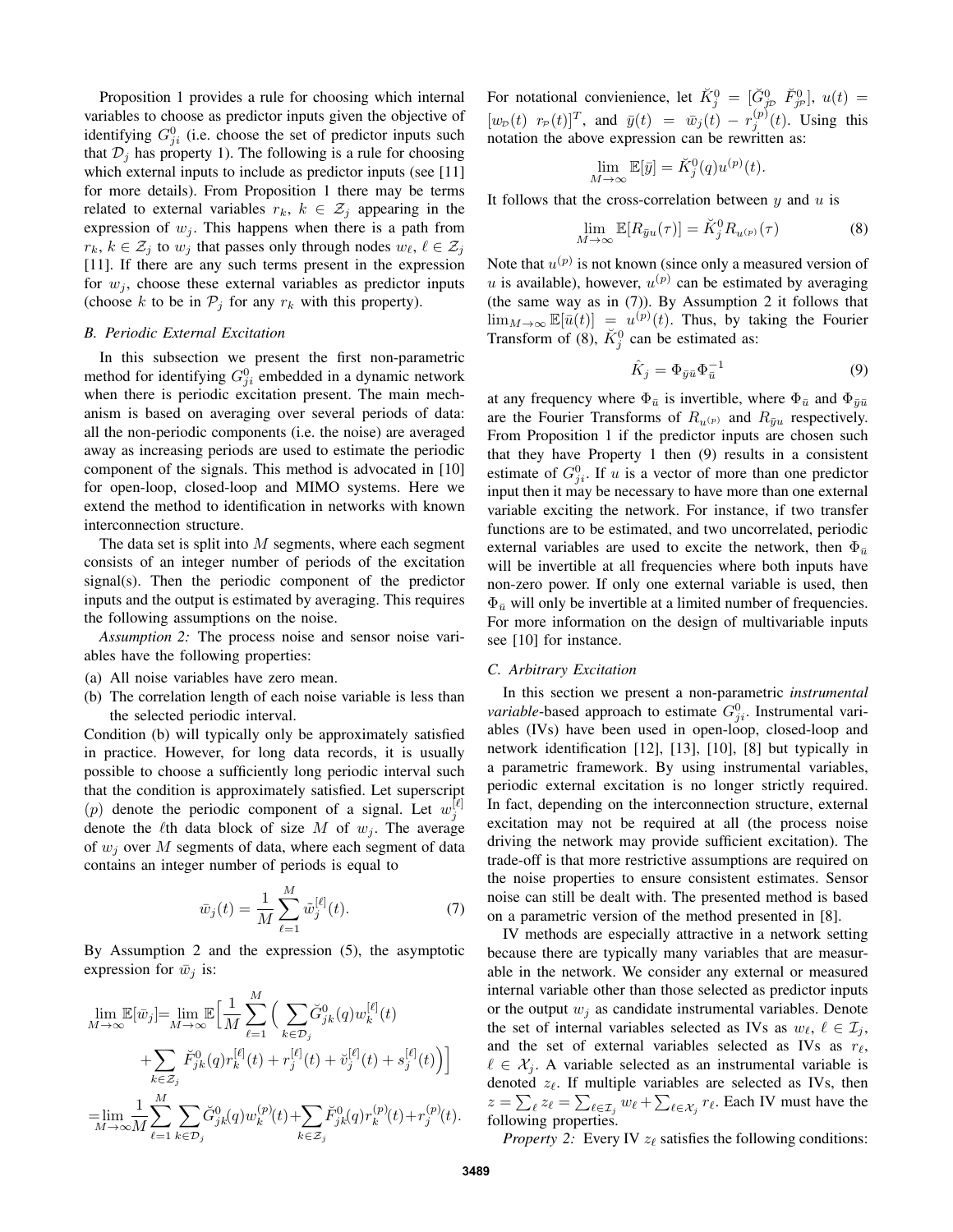Proposition 1 provides a rule for choosing which internal variables to choose as predictor inputs given the objective of identifying $G^0_{ji}$ (i.e. choose the set of predictor inputs such that $\mathcal{D}_j$ has property 1). The following is a rule for choosing which external inputs to include as predictor inputs (see [11] for more details). From Proposition 1 there may be terms related to external variables $r_k$, $k \in \mathcal{Z}_j$ appearing in the expression of $w_j$. This happens when there is a path from $r_k$, $k \in \mathcal{Z}_j$ to $w_j$ that passes only through nodes $w_\ell$, $\ell \in \mathcal{Z}_j$ [11]. If there are any such terms present in the expression for $w_j$, choose these external variables as predictor inputs (choose $k$ to be in $\mathcal{P}_j$ for any $r_k$ with this property).

### B. Periodic External Excitation

In this subsection we present the first non-parametric method for identifying $G^0_{ji}$ embedded in a dynamic network when there is periodic excitation present. The main mechanism is based on averaging over several periods of data: all the non-periodic components (i.e. the noise) are averaged away as increasing periods are used to estimate the periodic component of the signals. This method is advocated in [10] for open-loop, closed-loop and MIMO systems. Here we extend the method to identification in networks with known interconnection structure.

The data set is split into $M$ segments, where each segment consists of an integer number of periods of the excitation signal(s). Then the periodic component of the predictor inputs and the output is estimated by averaging. This requires the following assumptions on the noise.

*Assumption 2:* The process noise and sensor noise variables have the following properties:

(a) All noise variables have zero mean.

(b) The correlation length of each noise variable is less than the selected periodic interval.

Condition (b) will typically only be approximately satisfied in practice. However, for long data records, it is usually possible to choose a sufficiently long periodic interval such that the condition is approximately satisfied. Let superscript $(p)$ denote the periodic component of a signal. Let $w_j^{[\ell]}$ denote the $\ell$th data block of size $M$ of $w_j$. The average of $w_j$ over $M$ segments of data, where each segment of data contains an integer number of periods is equal to

$$\bar{w}_j(t) = \frac{1}{M}\sum_{\ell=1}^{M} \tilde{w}_j^{[\ell]}(t). \tag{7}$$

By Assumption 2 and the expression (5), the asymptotic expression for $\bar{w}_j$ is:

$$\begin{aligned}
\lim_{M\to\infty}\mathbb{E}[\bar{w}_j] &= \lim_{M\to\infty}\mathbb{E}\Big[\frac{1}{M}\sum_{\ell=1}^{M}\Big(\sum_{k\in\mathcal{D}_j}\breve{G}^0_{jk}(q)w_k^{[\ell]}(t) \\
&\quad + \sum_{k\in\mathcal{Z}_j}\breve{F}^0_{jk}(q)r_k^{[\ell]}(t) + r_j^{[\ell]}(t) + \breve{v}_j^{[\ell]}(t) + s_j^{[\ell]}(t)\Big)\Big] \\
&= \lim_{M\to\infty}\frac{1}{M}\sum_{\ell=1}^{M}\sum_{k\in\mathcal{D}_j}\breve{G}^0_{jk}(q)w_k^{(p)}(t) + \sum_{k\in\mathcal{Z}_j}\breve{F}^0_{jk}(q)r_k^{(p)}(t) + r_j^{(p)}(t).
\end{aligned}$$

For notational convienience, let $\breve{K}^0_j = [\breve{G}^0_{j\mathcal{D}}\ \breve{F}^0_{j\mathcal{P}}]$, $u(t) = [w_{\mathcal{D}}(t)\ r_{\mathcal{P}}(t)]^T$, and $\bar{y}(t) = \bar{w}_j(t) - r_j^{(p)}(t)$. Using this notation the above expression can be rewritten as:

$$\lim_{M\to\infty}\mathbb{E}[\bar{y}] = \breve{K}^0_j(q)u^{(p)}(t).$$

It follows that the cross-correlation between $y$ and $u$ is

$$\lim_{M\to\infty}\mathbb{E}[R_{\bar{y}u}(\tau)] = \breve{K}^0_j R_{u^{(p)}}(\tau) \tag{8}$$

Note that $u^{(p)}$ is not known (since only a measured version of $u$ is available), however, $u^{(p)}$ can be estimated by averaging (the same way as in (7)). By Assumption 2 it follows that $\lim_{M\to\infty}\mathbb{E}[\bar{u}(t)] = u^{(p)}(t)$. Thus, by taking the Fourier Transform of (8), $\breve{K}^0_j$ can be estimated as:

$$\hat{K}_j = \Phi_{\bar{y}\bar{u}}\Phi_{\bar{u}}^{-1} \tag{9}$$

at any frequency where $\Phi_{\bar{u}}$ is invertible, where $\Phi_{\bar{u}}$ and $\Phi_{\bar{y}\bar{u}}$ are the Fourier Transforms of $R_{u^{(p)}}$ and $R_{\bar{y}u}$ respectively. From Proposition 1 if the predictor inputs are chosen such that they have Property 1 then (9) results in a consistent estimate of $G^0_{ji}$. If $u$ is a vector of more than one predictor input then it may be necessary to have more than one external variable exciting the network. For instance, if two transfer functions are to be estimated, and two uncorrelated, periodic external variables are used to excite the network, then $\Phi_{\bar{u}}$ will be invertible at all frequencies where both inputs have non-zero power. If only one external variable is used, then $\Phi_{\bar{u}}$ will only be invertible at a limited number of frequencies. For more information on the design of multivariable inputs see [10] for instance.

### C. Arbitrary Excitation

In this section we present a non-parametric *instrumental variable*-based approach to estimate $G^0_{ji}$. Instrumental variables (IVs) have been used in open-loop, closed-loop and network identification [12], [13], [10], [8] but typically in a parametric framework. By using instrumental variables, periodic external excitation is no longer strictly required. In fact, depending on the interconnection structure, external excitation may not be required at all (the process noise driving the network may provide sufficient excitation). The trade-off is that more restrictive assumptions are required on the noise properties to ensure consistent estimates. Sensor noise can still be dealt with. The presented method is based on a parametric version of the method presented in [8].

IV methods are especially attractive in a network setting because there are typically many variables that are measurable in the network. We consider any external or measured internal variable other than those selected as predictor inputs or the output $w_j$ as candidate instrumental variables. Denote the set of internal variables selected as IVs as $w_\ell$, $\ell \in \mathcal{I}_j$, and the set of external variables selected as IVs as $r_\ell$, $\ell \in \mathcal{X}_j$. A variable selected as an instrumental variable is denoted $z_\ell$. If multiple variables are selected as IVs, then $z = \sum_\ell z_\ell = \sum_{\ell\in\mathcal{I}_j} w_\ell + \sum_{\ell\in\mathcal{X}_j} r_\ell$. Each IV must have the following properties.

*Property 2:* Every IV $z_\ell$ satisfies the following conditions: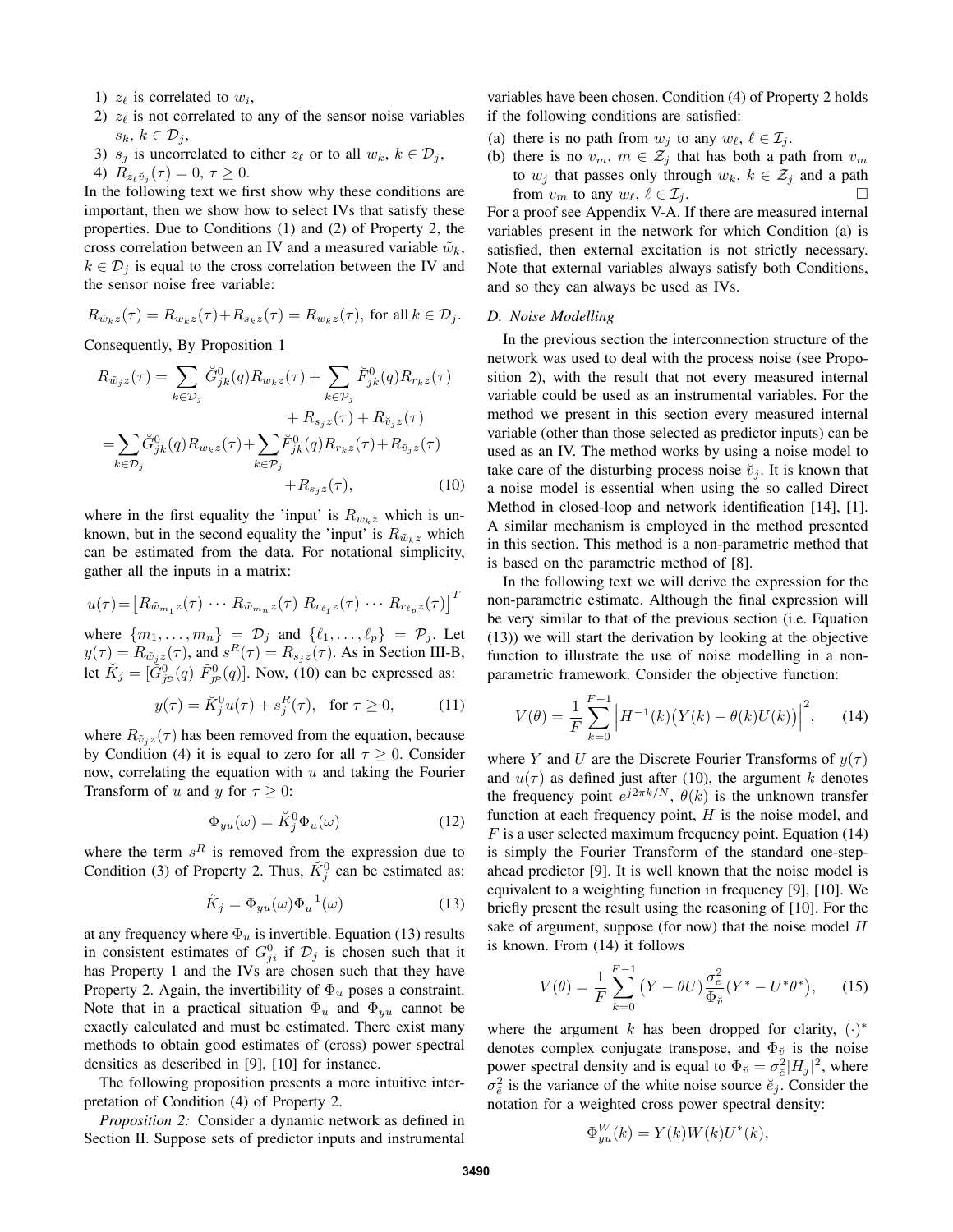1) $z_\ell$ is correlated to $w_i$,
2) $z_\ell$ is not correlated to any of the sensor noise variables $s_k$, $k \in \mathcal{D}_j$,
3) $s_j$ is uncorrelated to either $z_\ell$ or to all $w_k$, $k \in \mathcal{D}_j$,
4) $R_{z_\ell \breve{v}_j}(\tau) = 0$, $\tau \geq 0$.

In the following text we first show why these conditions are important, then we show how to select IVs that satisfy these properties. Due to Conditions (1) and (2) of Property 2, the cross correlation between an IV and a measured variable $\tilde{w}_k$, $k \in \mathcal{D}_j$ is equal to the cross correlation between the IV and the sensor noise free variable:

$$R_{\tilde{w}_k z}(\tau) = R_{w_k z}(\tau) + R_{s_k z}(\tau) = R_{w_k z}(\tau), \text{ for all } k \in \mathcal{D}_j.$$

Consequently, By Proposition 1

$$\begin{aligned} R_{\tilde{w}_j z}(\tau) &= \sum_{k \in \mathcal{D}_j} \breve{G}^0_{jk}(q) R_{w_k z}(\tau) + \sum_{k \in \mathcal{P}_j} \breve{F}^0_{jk}(q) R_{r_k z}(\tau) \\ &\quad + R_{s_j z}(\tau) + R_{\breve{v}_j z}(\tau) \\ &= \sum_{k \in \mathcal{D}_j} \breve{G}^0_{jk}(q) R_{\tilde{w}_k z}(\tau) + \sum_{k \in \mathcal{P}_j} \breve{F}^0_{jk}(q) R_{r_k z}(\tau) + R_{\breve{v}_j z}(\tau) \\ &\quad + R_{s_j z}(\tau), \end{aligned} \tag{10}$$

where in the first equality the 'input' is $R_{w_k z}$ which is unknown, but in the second equality the 'input' is $R_{\tilde{w}_k z}$ which can be estimated from the data. For notational simplicity, gather all the inputs in a matrix:

$$u(\tau) = \begin{bmatrix} R_{\tilde{w}_{m_1} z}(\tau) & \cdots & R_{\tilde{w}_{m_n} z}(\tau) & R_{r_{\ell_1} z}(\tau) & \cdots & R_{r_{\ell_p} z}(\tau) \end{bmatrix}^T$$

where $\{m_1, \ldots, m_n\} = \mathcal{D}_j$ and $\{\ell_1, \ldots, \ell_p\} = \mathcal{P}_j$. Let $y(\tau) = R_{\tilde{w}_j z}(\tau)$, and $s^R(\tau) = R_{s_j z}(\tau)$. As in Section III-B, let $\breve{K}_j = [\breve{G}^0_{j\mathcal{D}}(q) \; \breve{F}^0_{j\mathcal{P}}(q)]$. Now, (10) can be expressed as:

$$y(\tau) = \breve{K}^0_j u(\tau) + s^R_j(\tau), \quad \text{for } \tau \geq 0, \tag{11}$$

where $R_{\breve{v}_j z}(\tau)$ has been removed from the equation, because by Condition (4) it is equal to zero for all $\tau \geq 0$. Consider now, correlating the equation with $u$ and taking the Fourier Transform of $u$ and $y$ for $\tau \geq 0$:

$$\Phi_{yu}(\omega) = \breve{K}^0_j \Phi_u(\omega) \tag{12}$$

where the term $s^R$ is removed from the expression due to Condition (3) of Property 2. Thus, $\breve{K}^0_j$ can be estimated as:

$$\hat{K}_j = \Phi_{yu}(\omega) \Phi_u^{-1}(\omega) \tag{13}$$

at any frequency where $\Phi_u$ is invertible. Equation (13) results in consistent estimates of $G^0_{ji}$ if $\mathcal{D}_j$ is chosen such that it has Property 1 and the IVs are chosen such that they have Property 2. Again, the invertibility of $\Phi_u$ poses a constraint. Note that in a practical situation $\Phi_u$ and $\Phi_{yu}$ cannot be exactly calculated and must be estimated. There exist many methods to obtain good estimates of (cross) power spectral densities as described in [9], [10] for instance.

The following proposition presents a more intuitive interpretation of Condition (4) of Property 2.

*Proposition 2:* Consider a dynamic network as defined in Section II. Suppose sets of predictor inputs and instrumental variables have been chosen. Condition (4) of Property 2 holds if the following conditions are satisfied:

(a) there is no path from $w_j$ to any $w_\ell$, $\ell \in \mathcal{I}_j$.
(b) there is no $v_m$, $m \in \mathcal{Z}_j$ that has both a path from $v_m$ to $w_j$ that passes only through $w_k$, $k \in \mathcal{Z}_j$ and a path from $v_m$ to any $w_\ell$, $\ell \in \mathcal{I}_j$. □

For a proof see Appendix V-A. If there are measured internal variables present in the network for which Condition (a) is satisfied, then external excitation is not strictly necessary. Note that external variables always satisfy both Conditions, and so they can always be used as IVs.

### D. Noise Modelling

In the previous section the interconnection structure of the network was used to deal with the process noise (see Proposition 2), with the result that not every measured internal variable could be used as an instrumental variables. For the method we present in this section every measured internal variable (other than those selected as predictor inputs) can be used as an IV. The method works by using a noise model to take care of the disturbing process noise $\breve{v}_j$. It is known that a noise model is essential when using the so called Direct Method in closed-loop and network identification [14], [1]. A similar mechanism is employed in the method presented in this section. This method is a non-parametric method that is based on the parametric method of [8].

In the following text we will derive the expression for the non-parametric estimate. Although the final expression will be very similar to that of the previous section (i.e. Equation (13)) we will start the derivation by looking at the objective function to illustrate the use of noise modelling in a non-parametric framework. Consider the objective function:

$$V(\theta) = \frac{1}{F} \sum_{k=0}^{F-1} \left| H^{-1}(k) \big( Y(k) - \theta(k) U(k) \big) \right|^2, \tag{14}$$

where $Y$ and $U$ are the Discrete Fourier Transforms of $y(\tau)$ and $u(\tau)$ as defined just after (10), the argument $k$ denotes the frequency point $e^{j2\pi k/N}$, $\theta(k)$ is the unknown transfer function at each frequency point, $H$ is the noise model, and $F$ is a user selected maximum frequency point. Equation (14) is simply the Fourier Transform of the standard one-step-ahead predictor [9]. It is well known that the noise model is equivalent to a weighting function in frequency [9], [10]. We briefly present the result using the reasoning of [10]. For the sake of argument, suppose (for now) that the noise model $H$ is known. From (14) it follows

$$V(\theta) = \frac{1}{F} \sum_{k=0}^{F-1} \big( Y - \theta U \big) \frac{\sigma_e^2}{\Phi_{\breve{v}}} \big( Y^* - U^* \theta^* \big), \tag{15}$$

where the argument $k$ has been dropped for clarity, $(\cdot)^*$ denotes complex conjugate transpose, and $\Phi_{\breve{v}}$ is the noise power spectral density and is equal to $\Phi_{\breve{v}} = \sigma^2_{\breve{e}} |H_j|^2$, where $\sigma^2_{\breve{e}}$ is the variance of the white noise source $\breve{e}_j$. Consider the notation for a weighted cross power spectral density:

$$\Phi^W_{yu}(k) = Y(k) W(k) U^*(k),$$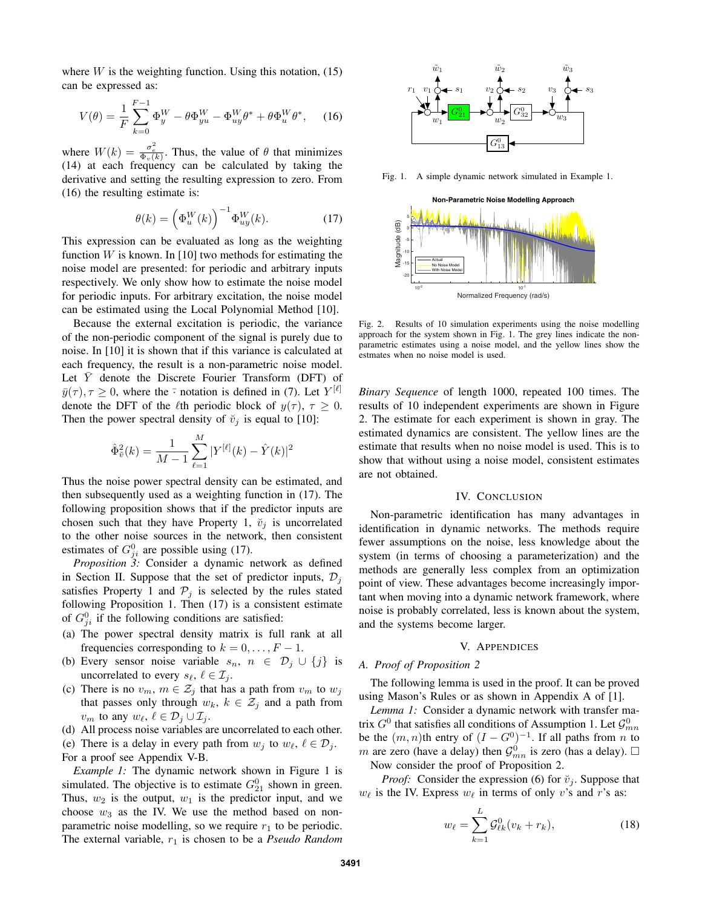where $W$ is the weighting function. Using this notation, (15) can be expressed as:

$$V(\theta) = \frac{1}{F}\sum_{k=0}^{F-1} \Phi_y^W - \theta\Phi_{yu}^W - \Phi_{uy}^W\theta^* + \theta\Phi_u^W\theta^*, \quad (16)$$

where $W(k) = \frac{\sigma_e^2}{\Phi_v(k)}$. Thus, the value of $\theta$ that minimizes (14) at each frequency can be calculated by taking the derivative and setting the resulting expression to zero. From (16) the resulting estimate is:

$$\theta(k) = \left(\Phi_u^W(k)\right)^{-1}\Phi_{uy}^W(k). \quad (17)$$

This expression can be evaluated as long as the weighting function $W$ is known. In [10] two methods for estimating the noise model are presented: for periodic and arbitrary inputs respectively. We only show how to estimate the noise model for periodic inputs. For arbitrary excitation, the noise model can be estimated using the Local Polynomial Method [10].

Because the external excitation is periodic, the variance of the non-periodic component of the signal is purely due to noise. In [10] it is shown that if this variance is calculated at each frequency, the result is a non-parametric noise model. Let $\bar{Y}$ denote the Discrete Fourier Transform (DFT) of $\bar{y}(\tau), \tau \geq 0$, where the $\bar{\cdot}$ notation is defined in (7). Let $Y^{[\ell]}$ denote the DFT of the $\ell$th periodic block of $y(\tau)$, $\tau \geq 0$. Then the power spectral density of $\breve{v}_j$ is equal to [10]:

$$\hat{\Phi}^2_{\breve{v}}(k) = \frac{1}{M-1}\sum_{\ell=1}^{M} |Y^{[\ell]}(k) - \hat{Y}(k)|^2$$

Thus the noise power spectral density can be estimated, and then subsequently used as a weighting function in (17). The following proposition shows that if the predictor inputs are chosen such that they have Property 1, $\breve{v}_j$ is uncorrelated to the other noise sources in the network, then consistent estimates of $G_{ji}^0$ are possible using (17).

*Proposition 3:* Consider a dynamic network as defined in Section II. Suppose that the set of predictor inputs, $\mathcal{D}_j$ satisfies Property 1 and $\mathcal{P}_j$ is selected by the rules stated following Proposition 1. Then (17) is a consistent estimate of $G_{ji}^0$ if the following conditions are satisfied:

(a) The power spectral density matrix is full rank at all frequencies corresponding to $k = 0, \dots, F-1$.
(b) Every sensor noise variable $s_n$, $n \in \mathcal{D}_j \cup \{j\}$ is uncorrelated to every $s_\ell$, $\ell \in \mathcal{I}_j$.
(c) There is no $v_m$, $m \in \mathcal{Z}_j$ that has a path from $v_m$ to $w_j$ that passes only through $w_k$, $k \in \mathcal{Z}_j$ and a path from $v_m$ to any $w_\ell$, $\ell \in \mathcal{D}_j \cup \mathcal{I}_j$.
(d) All process noise variables are uncorrelated to each other.
(e) There is a delay in every path from $w_j$ to $w_\ell$, $\ell \in \mathcal{D}_j$.

For a proof see Appendix V-B.

*Example 1:* The dynamic network shown in Figure 1 is simulated. The objective is to estimate $G_{21}^0$ shown in green. Thus, $w_2$ is the output, $w_1$ is the predictor input, and we choose $w_3$ as the IV. We use the method based on non-parametric noise modelling, so we require $r_1$ to be periodic. The external variable, $r_1$ is chosen to be a *Pseudo Random Binary Sequence* of length 1000, repeated 100 times. The results of 10 independent experiments are shown in Figure 2. The estimate for each experiment is shown in gray. The estimated dynamics are consistent. The yellow lines are the estimate that results when no noise model is used. This is to show that without using a noise model, consistent estimates are not obtained.

Fig. 1. A simple dynamic network simulated in Example 1.

Fig. 2. Results of 10 simulation experiments using the noise modelling approach for the system shown in Fig. 1. The grey lines indicate the non-parametric estimates using a noise model, and the yellow lines show the estmates when no noise model is used.

## IV. Conclusion

Non-parametric identification has many advantages in identification in dynamic networks. The methods require fewer assumptions on the noise, less knowledge about the system (in terms of choosing a parameterization) and the methods are generally less complex from an optimization point of view. These advantages become increasingly important when moving into a dynamic network framework, where noise is probably correlated, less is known about the system, and the systems become larger.

## V. Appendices

### A. Proof of Proposition 2

The following lemma is used in the proof. It can be proved using Mason's Rules or as shown in Appendix A of [1].

*Lemma 1:* Consider a dynamic network with transfer matrix $G^0$ that satisfies all conditions of Assumption 1. Let $\mathcal{G}_{mn}^0$ be the $(m,n)$th entry of $(I - G^0)^{-1}$. If all paths from $n$ to $m$ are zero (have a delay) then $\mathcal{G}_{mn}^0$ is zero (has a delay). □

Now consider the proof of Proposition 2.

*Proof:* Consider the expression (6) for $\breve{v}_j$. Suppose that $w_\ell$ is the IV. Express $w_\ell$ in terms of only $v$'s and $r$'s as:

$$w_\ell = \sum_{k=1}^{L} \mathcal{G}_{\ell k}^0(v_k + r_k), \quad (18)$$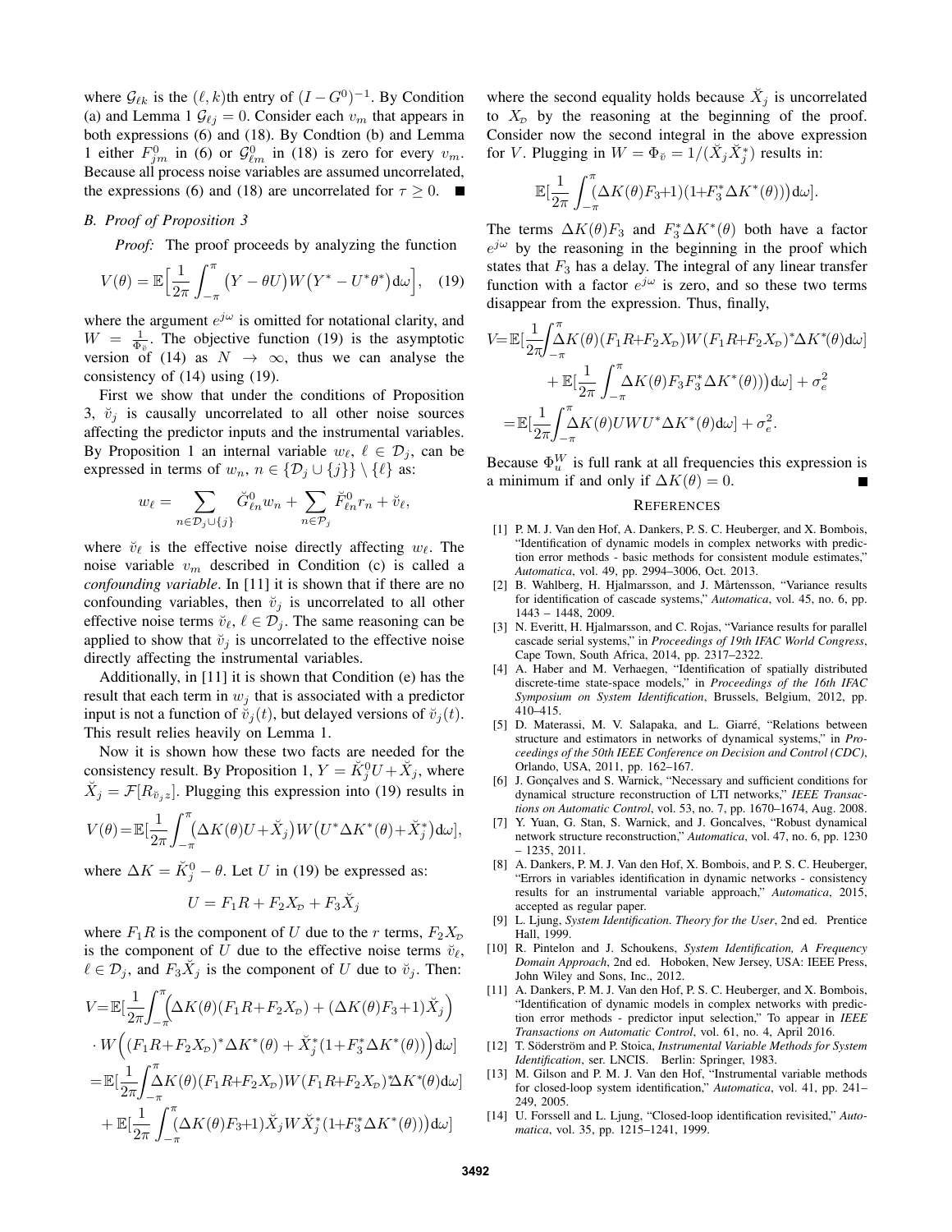where $\mathcal{G}_{\ell k}$ is the $(\ell, k)$th entry of $(I - G^0)^{-1}$. By Condition (a) and Lemma 1 $\mathcal{G}_{\ell j} = 0$. Consider each $v_m$ that appears in both expressions (6) and (18). By Condtion (b) and Lemma 1 either $F^0_{jm}$ in (6) or $\mathcal{G}^0_{\ell m}$ in (18) is zero for every $v_m$. Because all process noise variables are assumed uncorrelated, the expressions (6) and (18) are uncorrelated for $\tau \geq 0$. ∎

### B. Proof of Proposition 3

*Proof:* The proof proceeds by analyzing the function

$$V(\theta) = \mathbb{E}\Big[\frac{1}{2\pi}\int_{-\pi}^{\pi}\big(Y - \theta U\big)W\big(Y^* - U^*\theta^*\big)\mathrm{d}\omega\Big], \quad (19)$$

where the argument $e^{j\omega}$ is omitted for notational clarity, and $W = \frac{1}{\Phi_{\breve{v}}}$. The objective function (19) is the asymptotic version of (14) as $N \to \infty$, thus we can analyse the consistency of (14) using (19).

First we show that under the conditions of Proposition 3, $\breve{v}_j$ is causally uncorrelated to all other noise sources affecting the predictor inputs and the instrumental variables. By Proposition 1 an internal variable $w_\ell$, $\ell \in \mathcal{D}_j$, can be expressed in terms of $w_n$, $n \in \{\mathcal{D}_j \cup \{j\}\} \setminus \{\ell\}$ as:

$$w_\ell = \sum_{n \in \mathcal{D}_j \cup \{j\}} \breve{G}^0_{\ell n} w_n + \sum_{n \in \mathcal{P}_j} \breve{F}^0_{\ell n} r_n + \breve{v}_\ell,$$

where $\breve{v}_\ell$ is the effective noise directly affecting $w_\ell$. The noise variable $v_m$ described in Condition (c) is called a *confounding variable*. In [11] it is shown that if there are no confounding variables, then $\breve{v}_j$ is uncorrelated to all other effective noise terms $\breve{v}_\ell$, $\ell \in \mathcal{D}_j$. The same reasoning can be applied to show that $\breve{v}_j$ is uncorrelated to the effective noise directly affecting the instrumental variables.

Additionally, in [11] it is shown that Condition (e) has the result that each term in $w_j$ that is associated with a predictor input is not a function of $\breve{v}_j(t)$, but delayed versions of $\breve{v}_j(t)$. This result relies heavily on Lemma 1.

Now it is shown how these two facts are needed for the consistency result. By Proposition 1, $Y = \breve{K}^0_j U + \breve{X}_j$, where $\breve{X}_j = \mathcal{F}[R_{\breve{v}_j z}]$. Plugging this expression into (19) results in

$$V(\theta) = \mathbb{E}\Big[\frac{1}{2\pi}\int_{-\pi}^{\pi}\big(\Delta K(\theta)U + \breve{X}_j\big)W\big(U^*\Delta K^*(\theta) + \breve{X}^*_j\big)\mathrm{d}\omega\Big],$$

where $\Delta K = \breve{K}^0_j - \theta$. Let $U$ in (19) be expressed as:

$$U = F_1 R + F_2 X_{\mathcal{D}} + F_3 \breve{X}_j$$

where $F_1 R$ is the component of $U$ due to the $r$ terms, $F_2 X_{\mathcal{D}}$ is the component of $U$ due to the effective noise terms $\breve{v}_\ell$, $\ell \in \mathcal{D}_j$, and $F_3 \breve{X}_j$ is the component of $U$ due to $\breve{v}_j$. Then:

$$\begin{aligned}
V = &\mathbb{E}\Big[\frac{1}{2\pi}\int_{-\pi}^{\pi}\Big(\Delta K(\theta)(F_1 R + F_2 X_{\mathcal{D}}) + (\Delta K(\theta)F_3 + 1)\breve{X}_j\Big) \\
&\cdot W\Big((F_1 R + F_2 X_{\mathcal{D}})^*\Delta K^*(\theta) + \breve{X}^*_j(1 + F^*_3\Delta K^*(\theta))\Big)\mathrm{d}\omega\Big] \\
= &\mathbb{E}\Big[\frac{1}{2\pi}\int_{-\pi}^{\pi}\Delta K(\theta)(F_1 R + F_2 X_{\mathcal{D}})W(F_1 R + F_2 X_{\mathcal{D}})^*\Delta K^*(\theta)\mathrm{d}\omega\Big] \\
&+ \mathbb{E}\Big[\frac{1}{2\pi}\int_{-\pi}^{\pi}(\Delta K(\theta)F_3 + 1)\breve{X}_j W \breve{X}^*_j(1 + F^*_3\Delta K^*(\theta))\big)\mathrm{d}\omega\Big]
\end{aligned}$$

where the second equality holds because $\breve{X}_j$ is uncorrelated to $X_{\mathcal{D}}$ by the reasoning at the beginning of the proof. Consider now the second integral in the above expression for $V$. Plugging in $W = \Phi_{\breve{v}} = 1/(\breve{X}_j \breve{X}^*_j)$ results in:

$$\mathbb{E}\Big[\frac{1}{2\pi}\int_{-\pi}^{\pi}(\Delta K(\theta)F_3 + 1)(1 + F^*_3\Delta K^*(\theta))\big)\mathrm{d}\omega\Big].$$

The terms $\Delta K(\theta)F_3$ and $F^*_3\Delta K^*(\theta)$ both have a factor $e^{j\omega}$ by the reasoning in the beginning in the proof which states that $F_3$ has a delay. The integral of any linear transfer function with a factor $e^{j\omega}$ is zero, and so these two terms disappear from the expression. Thus, finally,

$$\begin{aligned}
V = &\mathbb{E}\Big[\frac{1}{2\pi}\int_{-\pi}^{\pi}\Delta K(\theta)(F_1 R + F_2 X_{\mathcal{D}})W(F_1 R + F_2 X_{\mathcal{D}})^*\Delta K^*(\theta)\mathrm{d}\omega\Big] \\
&+ \mathbb{E}\Big[\frac{1}{2\pi}\int_{-\pi}^{\pi}\Delta K(\theta)F_3 F^*_3\Delta K^*(\theta))\big)\mathrm{d}\omega\Big] + \sigma^2_e \\
= &\mathbb{E}\Big[\frac{1}{2\pi}\int_{-\pi}^{\pi}\Delta K(\theta)UWU^*\Delta K^*(\theta)\mathrm{d}\omega\Big] + \sigma^2_e.
\end{aligned}$$

Because $\Phi^W_u$ is full rank at all frequencies this expression is a minimum if and only if $\Delta K(\theta) = 0$. ∎

## REFERENCES

[1] P. M. J. Van den Hof, A. Dankers, P. S. C. Heuberger, and X. Bombois, "Identification of dynamic models in complex networks with prediction error methods - basic methods for consistent module estimates," *Automatica*, vol. 49, pp. 2994–3006, Oct. 2013.

[2] B. Wahlberg, H. Hjalmarsson, and J. Mårtensson, "Variance results for identification of cascade systems," *Automatica*, vol. 45, no. 6, pp. 1443 – 1448, 2009.

[3] N. Everitt, H. Hjalmarsson, and C. Rojas, "Variance results for parallel cascade serial systems," in *Proceedings of 19th IFAC World Congress*, Cape Town, South Africa, 2014, pp. 2317–2322.

[4] A. Haber and M. Verhaegen, "Identification of spatially distributed discrete-time state-space models," in *Proceedings of the 16th IFAC Symposium on System Identification*, Brussels, Belgium, 2012, pp. 410–415.

[5] D. Materassi, M. V. Salapaka, and L. Giarré, "Relations between structure and estimators in networks of dynamical systems," in *Proceedings of the 50th IEEE Conference on Decision and Control (CDC)*, Orlando, USA, 2011, pp. 162–167.

[6] J. Gonçalves and S. Warnick, "Necessary and sufficient conditions for dynamical structure reconstruction of LTI networks," *IEEE Transactions on Automatic Control*, vol. 53, no. 7, pp. 1670–1674, Aug. 2008.

[7] Y. Yuan, G. Stan, S. Warnick, and J. Goncalves, "Robust dynamical network structure reconstruction," *Automatica*, vol. 47, no. 6, pp. 1230 – 1235, 2011.

[8] A. Dankers, P. M. J. Van den Hof, X. Bombois, and P. S. C. Heuberger, "Errors in variables identification in dynamic networks - consistency results for an instrumental variable approach," *Automatica*, 2015, accepted as regular paper.

[9] L. Ljung, *System Identification. Theory for the User*, 2nd ed. Prentice Hall, 1999.

[10] R. Pintelon and J. Schoukens, *System Identification, A Frequency Domain Approach*, 2nd ed. Hoboken, New Jersey, USA: IEEE Press, John Wiley and Sons, Inc., 2012.

[11] A. Dankers, P. M. J. Van den Hof, P. S. C. Heuberger, and X. Bombois, "Identification of dynamic models in complex networks with prediction error methods - predictor input selection," To appear in *IEEE Transactions on Automatic Control*, vol. 61, no. 4, April 2016.

[12] T. Söderström and P. Stoica, *Instrumental Variable Methods for System Identification*, ser. LNCIS. Berlin: Springer, 1983.

[13] M. Gilson and P. M. J. Van den Hof, "Instrumental variable methods for closed-loop system identification," *Automatica*, vol. 41, pp. 241–249, 2005.

[14] U. Forssell and L. Ljung, "Closed-loop identification revisited," *Automatica*, vol. 35, pp. 1215–1241, 1999.